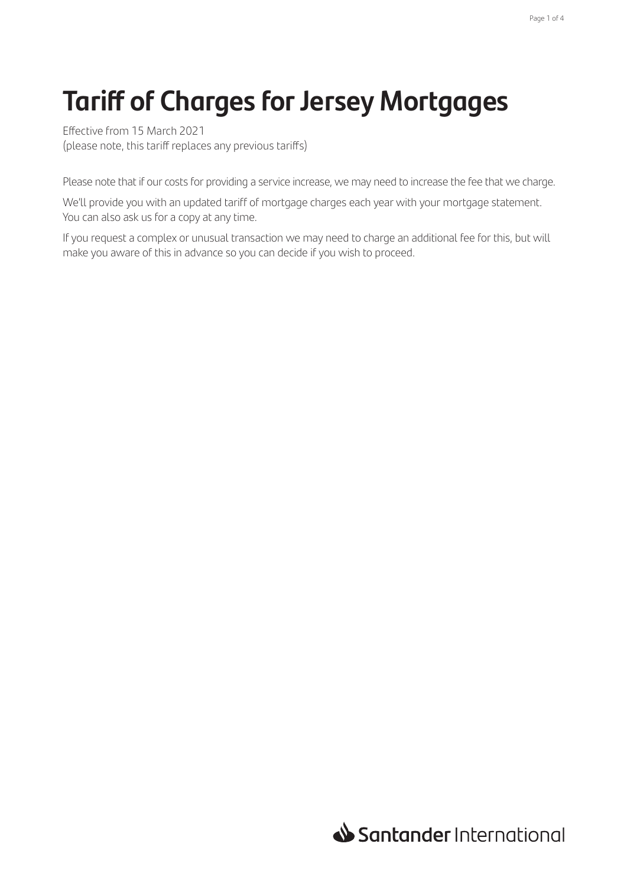# Tariff of Charges for Jersey Mortgages

Effective from 15 March 2021
(please note, this tariff replaces any previous tariffs)

Please note that if our costs for providing a service increase, we may need to increase the fee that we charge.

We'll provide you with an updated tariff of mortgage charges each year with your mortgage statement. You can also ask us for a copy at any time.

If you request a complex or unusual transaction we may need to charge an additional fee for this, but will make you aware of this in advance so you can decide if you wish to proceed.

Santander International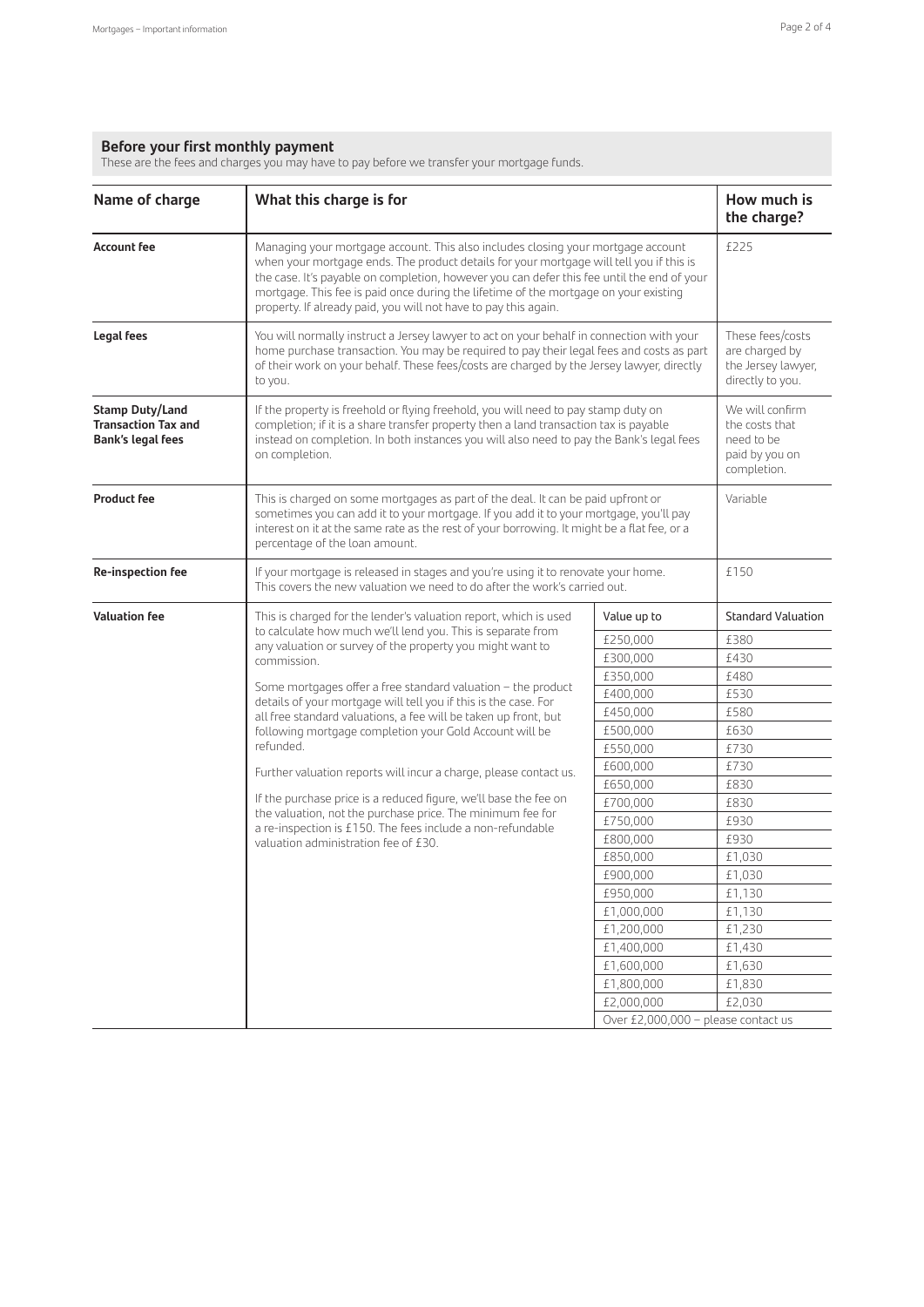## Before your first monthly payment

These are the fees and charges you may have to pay before we transfer your mortgage funds.

| Name of charge | What this charge is for | | How much is the charge? |
|---|---|---|---|
| **Account fee** | Managing your mortgage account. This also includes closing your mortgage account when your mortgage ends. The product details for your mortgage will tell you if this is the case. It's payable on completion, however you can defer this fee until the end of your mortgage. This fee is paid once during the lifetime of the mortgage on your existing property. If already paid, you will not have to pay this again. | | £225 |
| **Legal fees** | You will normally instruct a Jersey lawyer to act on your behalf in connection with your home purchase transaction. You may be required to pay their legal fees and costs as part of their work on your behalf. These fees/costs are charged by the Jersey lawyer, directly to you. | | These fees/costs are charged by the Jersey lawyer, directly to you. |
| **Stamp Duty/Land Transaction Tax and Bank's legal fees** | If the property is freehold or flying freehold, you will need to pay stamp duty on completion; if it is a share transfer property then a land transaction tax is payable instead on completion. In both instances you will also need to pay the Bank's legal fees on completion. | | We will confirm the costs that need to be paid by you on completion. |
| **Product fee** | This is charged on some mortgages as part of the deal. It can be paid upfront or sometimes you can add it to your mortgage. If you add it to your mortgage, you'll pay interest on it at the same rate as the rest of your borrowing. It might be a flat fee, or a percentage of the loan amount. | | Variable |
| **Re-inspection fee** | If your mortgage is released in stages and you're using it to renovate your home. This covers the new valuation we need to do after the work's carried out. | | £150 |
| **Valuation fee** | This is charged for the lender's valuation report, which is used to calculate how much we'll lend you. This is separate from any valuation or survey of the property you might want to commission.<br><br>Some mortgages offer a free standard valuation – the product details of your mortgage will tell you if this is the case. For all free standard valuations, a fee will be taken up front, but following mortgage completion your Gold Account will be refunded.<br><br>Further valuation reports will incur a charge, please contact us.<br><br>If the purchase price is a reduced figure, we'll base the fee on the valuation, not the purchase price. The minimum fee for a re-inspection is £150. The fees include a non-refundable valuation administration fee of £30. | Value up to | Standard Valuation |
| | | £250,000 | £380 |
| | | £300,000 | £430 |
| | | £350,000 | £480 |
| | | £400,000 | £530 |
| | | £450,000 | £580 |
| | | £500,000 | £630 |
| | | £550,000 | £730 |
| | | £600,000 | £730 |
| | | £650,000 | £830 |
| | | £700,000 | £830 |
| | | £750,000 | £930 |
| | | £800,000 | £930 |
| | | £850,000 | £1,030 |
| | | £900,000 | £1,030 |
| | | £950,000 | £1,130 |
| | | £1,000,000 | £1,130 |
| | | £1,200,000 | £1,230 |
| | | £1,400,000 | £1,430 |
| | | £1,600,000 | £1,630 |
| | | £1,800,000 | £1,830 |
| | | £2,000,000 | £2,030 |
| | | Over £2,000,000 – please contact us | |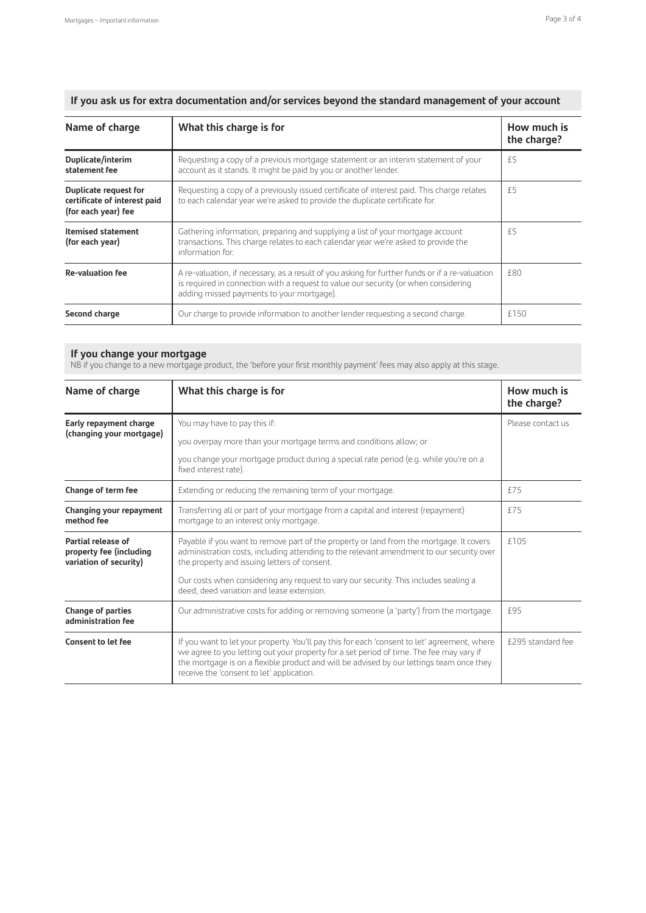## If you ask us for extra documentation and/or services beyond the standard management of your account

| Name of charge | What this charge is for | How much is the charge? |
|---|---|---|
| **Duplicate/interim statement fee** | Requesting a copy of a previous mortgage statement or an interim statement of your account as it stands. It might be paid by you or another lender. | £5 |
| **Duplicate request for certificate of interest paid (for each year) fee** | Requesting a copy of a previously issued certificate of interest paid. This charge relates to each calendar year we're asked to provide the duplicate certificate for. | £5 |
| **Itemised statement (for each year)** | Gathering information, preparing and supplying a list of your mortgage account transactions. This charge relates to each calendar year we're asked to provide the information for. | £5 |
| **Re-valuation fee** | A re-valuation, if necessary, as a result of you asking for further funds or if a re-valuation is required in connection with a request to value our security (or when considering adding missed payments to your mortgage). | £80 |
| **Second charge** | Our charge to provide information to another lender requesting a second charge. | £150 |

## If you change your mortgage

NB if you change to a new mortgage product, the 'before your first monthly payment' fees may also apply at this stage.

| Name of charge | What this charge is for | How much is the charge? |
|---|---|---|
| **Early repayment charge (changing your mortgage)** | You may have to pay this if:<br><br>you overpay more than your mortgage terms and conditions allow; or<br><br>you change your mortgage product during a special rate period (e.g. while you're on a fixed interest rate). | Please contact us |
| **Change of term fee** | Extending or reducing the remaining term of your mortgage. | £75 |
| **Changing your repayment method fee** | Transferring all or part of your mortgage from a capital and interest (repayment) mortgage to an interest only mortgage. | £75 |
| **Partial release of property fee (including variation of security)** | Payable if you want to remove part of the property or land from the mortgage. It covers administration costs, including attending to the relevant amendment to our security over the property and issuing letters of consent.<br><br>Our costs when considering any request to vary our security. This includes sealing a deed, deed variation and lease extension. | £105 |
| **Change of parties administration fee** | Our administrative costs for adding or removing someone (a 'party') from the mortgage. | £95 |
| **Consent to let fee** | If you want to let your property. You'll pay this for each 'consent to let' agreement, where we agree to you letting out your property for a set period of time. The fee may vary if the mortgage is on a flexible product and will be advised by our lettings team once they receive the 'consent to let' application. | £295 standard fee |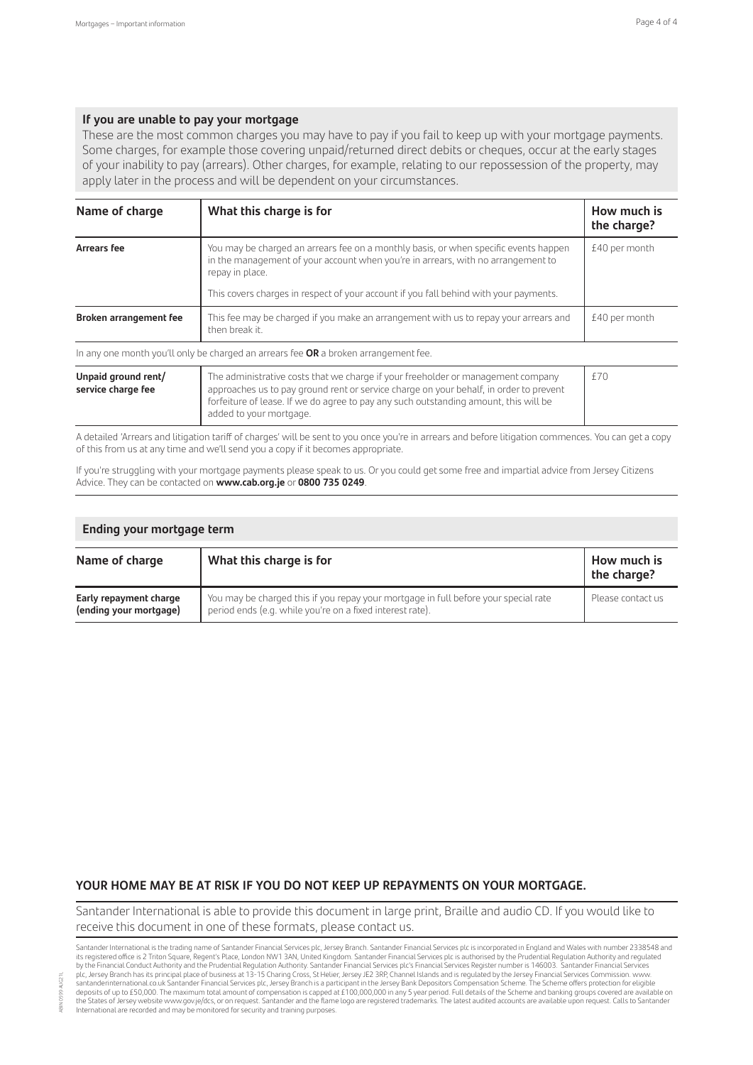## If you are unable to pay your mortgage

These are the most common charges you may have to pay if you fail to keep up with your mortgage payments. Some charges, for example those covering unpaid/returned direct debits or cheques, occur at the early stages of your inability to pay (arrears). Other charges, for example, relating to our repossession of the property, may apply later in the process and will be dependent on your circumstances.

| Name of charge | What this charge is for | How much is the charge? |
|---|---|---|
| **Arrears fee** | You may be charged an arrears fee on a monthly basis, or when specific events happen in the management of your account when you're in arrears, with no arrangement to repay in place.<br><br>This covers charges in respect of your account if you fall behind with your payments. | £40 per month |
| **Broken arrangement fee** | This fee may be charged if you make an arrangement with us to repay your arrears and then break it. | £40 per month |
| In any one month you'll only be charged an arrears fee **OR** a broken arrangement fee. | | |
| **Unpaid ground rent/ service charge fee** | The administrative costs that we charge if your freeholder or management company approaches us to pay ground rent or service charge on your behalf, in order to prevent forfeiture of lease. If we do agree to pay any such outstanding amount, this will be added to your mortgage. | £70 |

A detailed 'Arrears and litigation tariff of charges' will be sent to you once you're in arrears and before litigation commences. You can get a copy of this from us at any time and we'll send you a copy if it becomes appropriate.

If you're struggling with your mortgage payments please speak to us. Or you could get some free and impartial advice from Jersey Citizens Advice. They can be contacted on **www.cab.org.je** or **0800 735 0249**.

## Ending your mortgage term

| Name of charge | What this charge is for | How much is the charge? |
|---|---|---|
| **Early repayment charge (ending your mortgage)** | You may be charged this if you repay your mortgage in full before your special rate period ends (e.g. while you're on a fixed interest rate). | Please contact us |

**YOUR HOME MAY BE AT RISK IF YOU DO NOT KEEP UP REPAYMENTS ON YOUR MORTGAGE.**

Santander International is able to provide this document in large print, Braille and audio CD. If you would like to receive this document in one of these formats, please contact us.

Santander International is the trading name of Santander Financial Services plc, Jersey Branch. Santander Financial Services plc is incorporated in England and Wales with number 2338548 and its registered office is 2 Triton Square, Regent's Place, London NW1 3AN, United Kingdom. Santander Financial Services plc is authorised by the Prudential Regulation Authority and regulated by the Financial Conduct Authority and the Prudential Regulation Authority. Santander Financial Services plc's Financial Services Register number is 146003. Santander Financial Services plc, Jersey Branch has its principal place of business at 13-15 Charing Cross, St Helier, Jersey JE2 3RP, Channel Islands and is regulated by the Jersey Financial Services Commission. www.santanderinternational.co.uk Santander Financial Services plc, Jersey Branch is a participant in the Jersey Bank Depositors Compensation Scheme. The Scheme offers protection for eligible deposits of up to £50,000. The maximum total amount of compensation is capped at £100,000,000 in any 5 year period. Full details of the Scheme and banking groups covered are available on the States of Jersey website www.gov.je/dcs, or on request. Santander and the flame logo are registered trademarks. The latest audited accounts are available upon request. Calls to Santander International are recorded and may be monitored for security and training purposes.